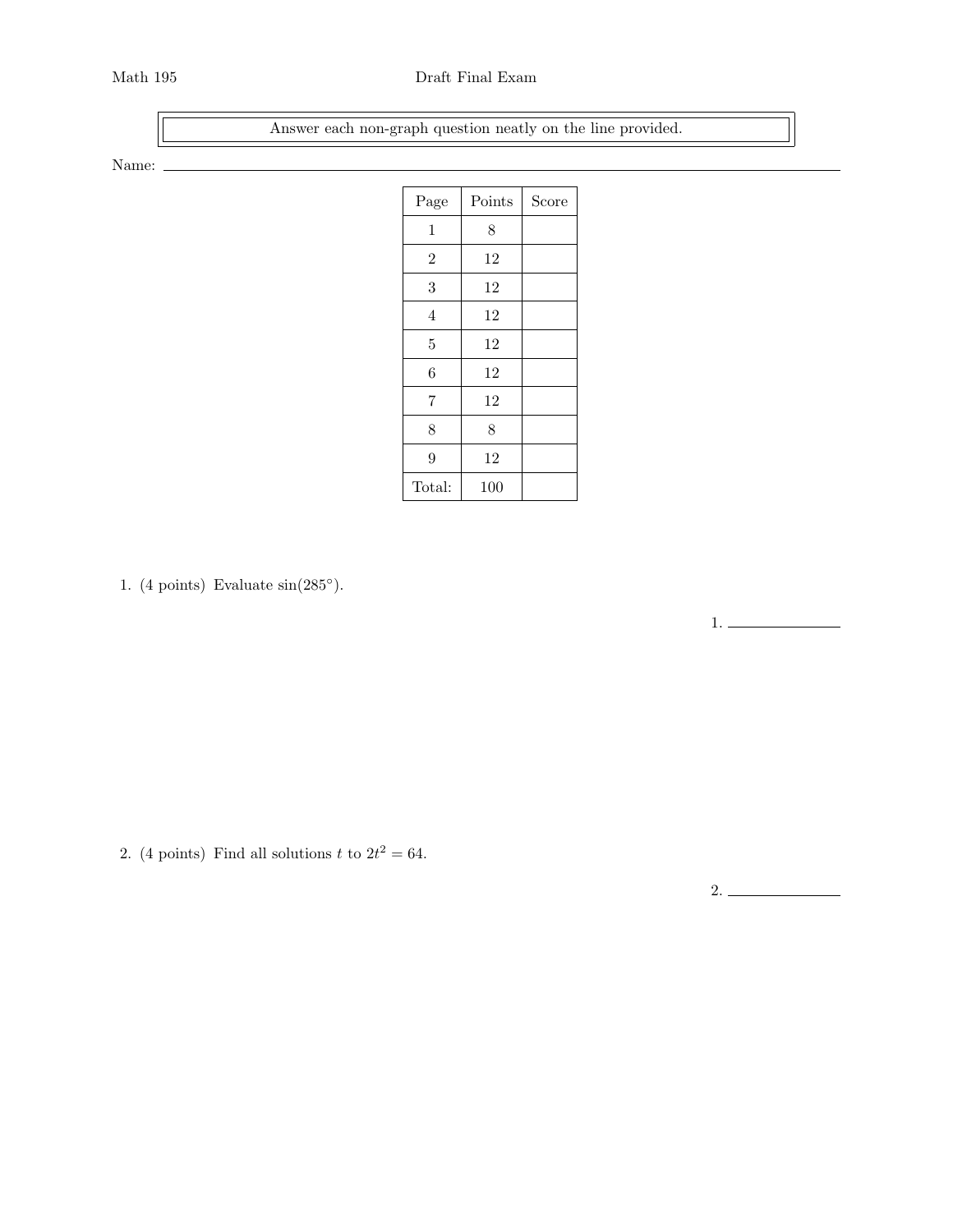Math 195 Draft Final Exam

Answer each non-graph question neatly on the line provided.

Name: ______________________________

| Page | Points | Score |
|---|---|---|
| 1 | 8 | |
| 2 | 12 | |
| 3 | 12 | |
| 4 | 12 | |
| 5 | 12 | |
| 6 | 12 | |
| 7 | 12 | |
| 8 | 8 | |
| 9 | 12 | |
| Total: | 100 | |

1. (4 points) Evaluate $\sin(285°)$.

1. ______________

2. (4 points) Find all solutions $t$ to $2t^2 = 64$.

2. ______________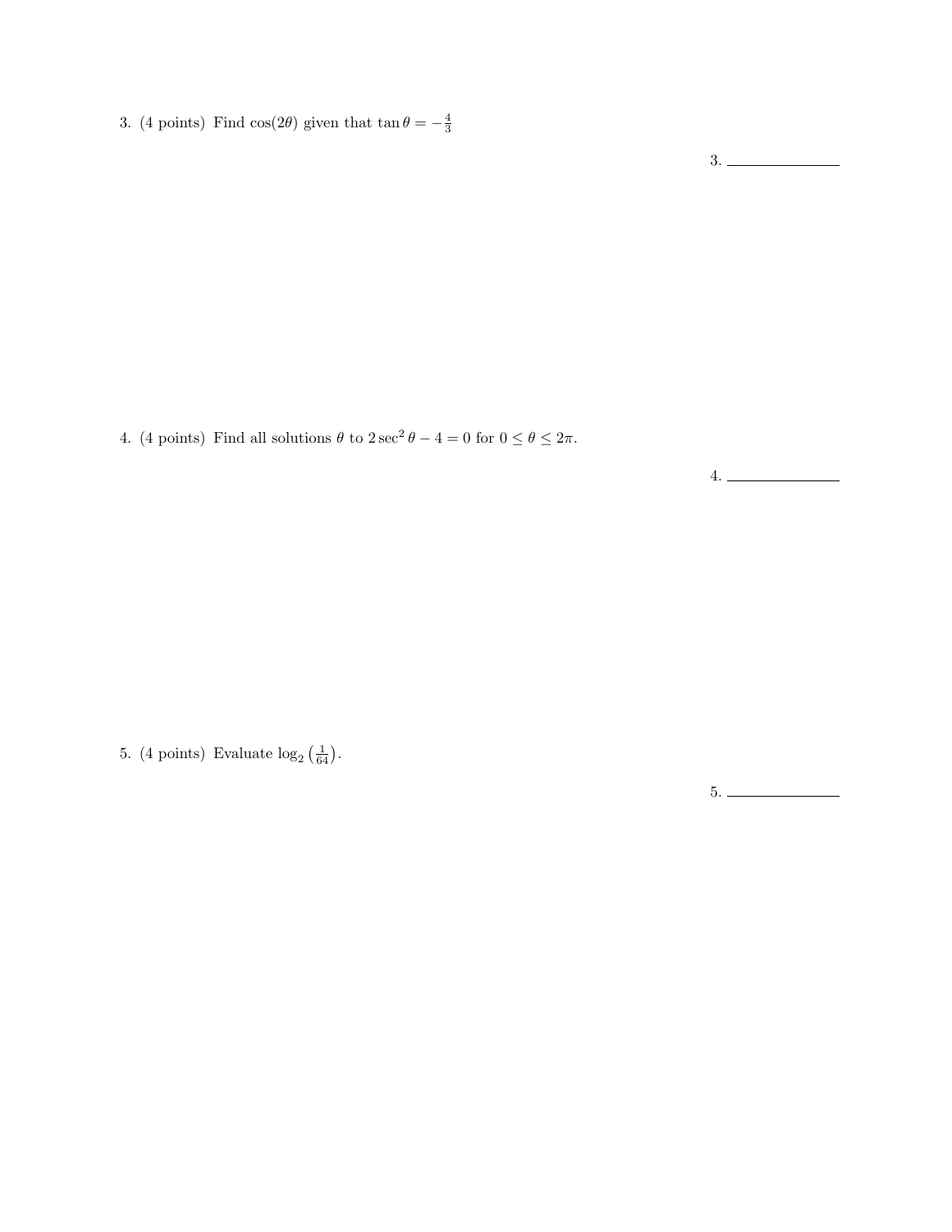3. (4 points) Find $\cos(2\theta)$ given that $\tan\theta = -\frac{4}{3}$

3. \_\_\_\_\_\_\_\_\_\_\_\_\_\_

4. (4 points) Find all solutions $\theta$ to $2\sec^2\theta - 4 = 0$ for $0 \leq \theta \leq 2\pi$.

4. \_\_\_\_\_\_\_\_\_\_\_\_\_\_

5. (4 points) Evaluate $\log_2\left(\frac{1}{64}\right)$.

5. \_\_\_\_\_\_\_\_\_\_\_\_\_\_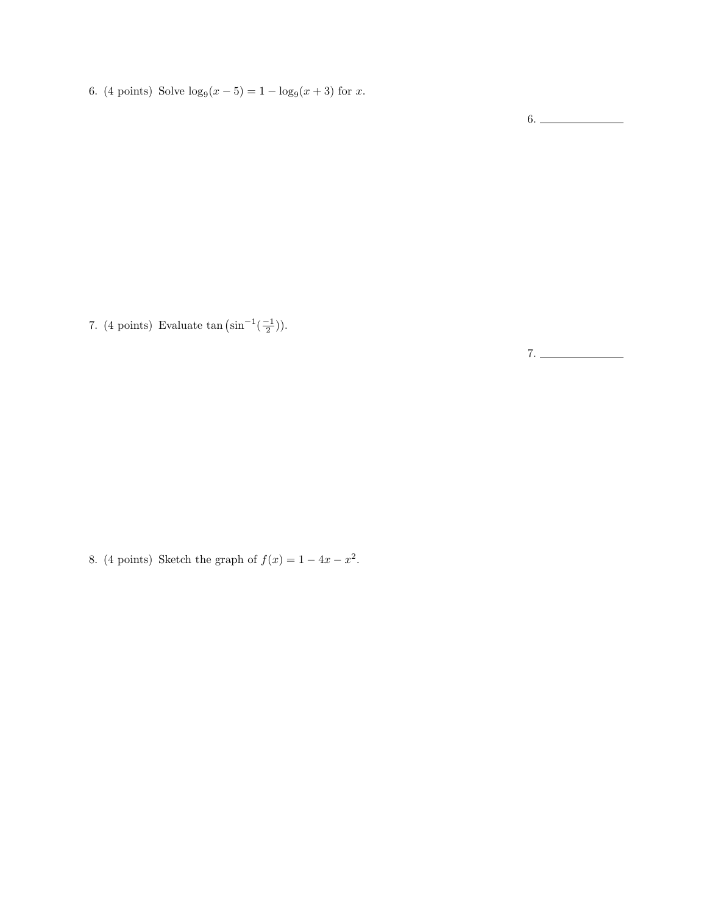6. (4 points) Solve $\log_9(x-5) = 1 - \log_9(x+3)$ for $x$.

6. ______________

7. (4 points) Evaluate $\tan\left(\sin^{-1}(\frac{-1}{2})\right)$.

7. ______________

8. (4 points) Sketch the graph of $f(x) = 1 - 4x - x^2$.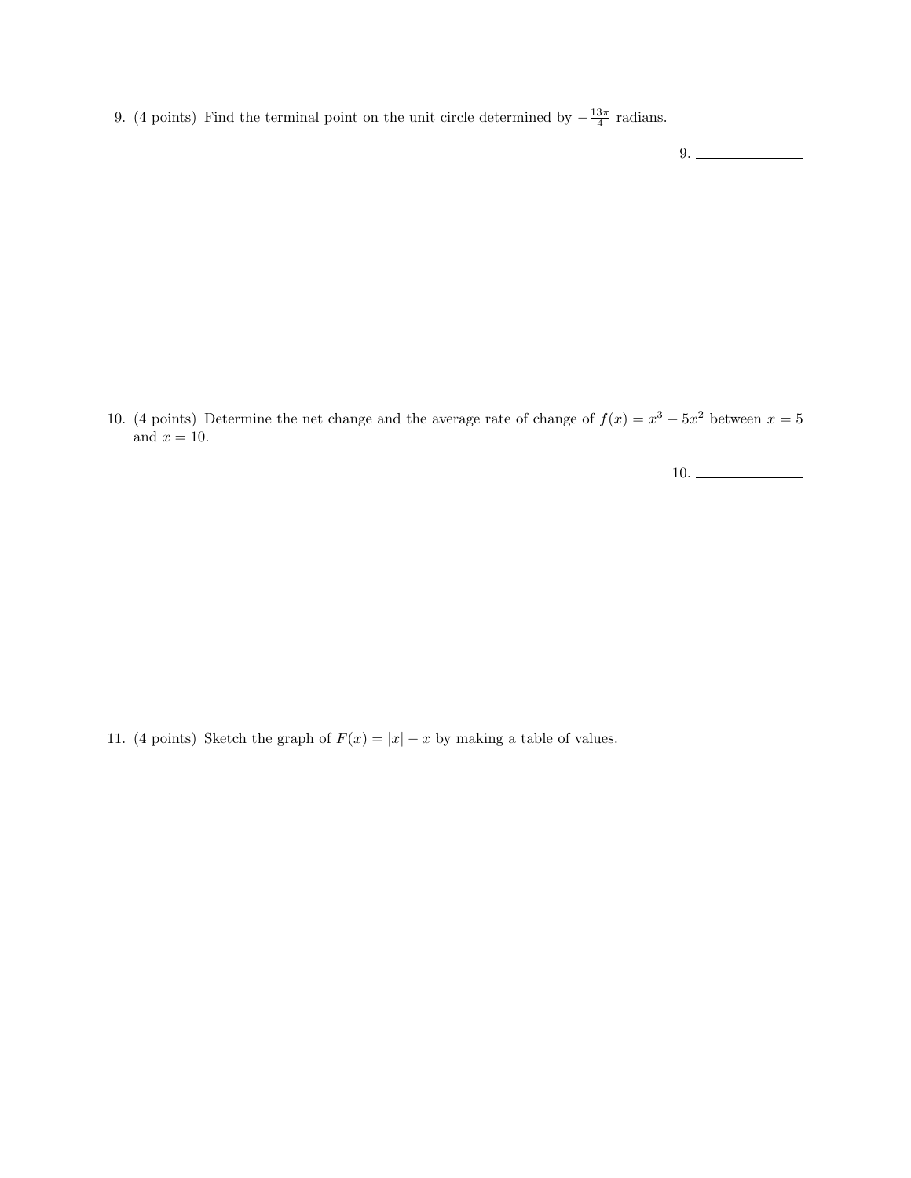9. (4 points) Find the terminal point on the unit circle determined by $-\frac{13\pi}{4}$ radians.

9. \_\_\_\_\_\_\_\_\_\_\_\_\_\_

10. (4 points) Determine the net change and the average rate of change of $f(x) = x^3 - 5x^2$ between $x = 5$ and $x = 10$.

10. \_\_\_\_\_\_\_\_\_\_\_\_\_\_

11. (4 points) Sketch the graph of $F(x) = |x| - x$ by making a table of values.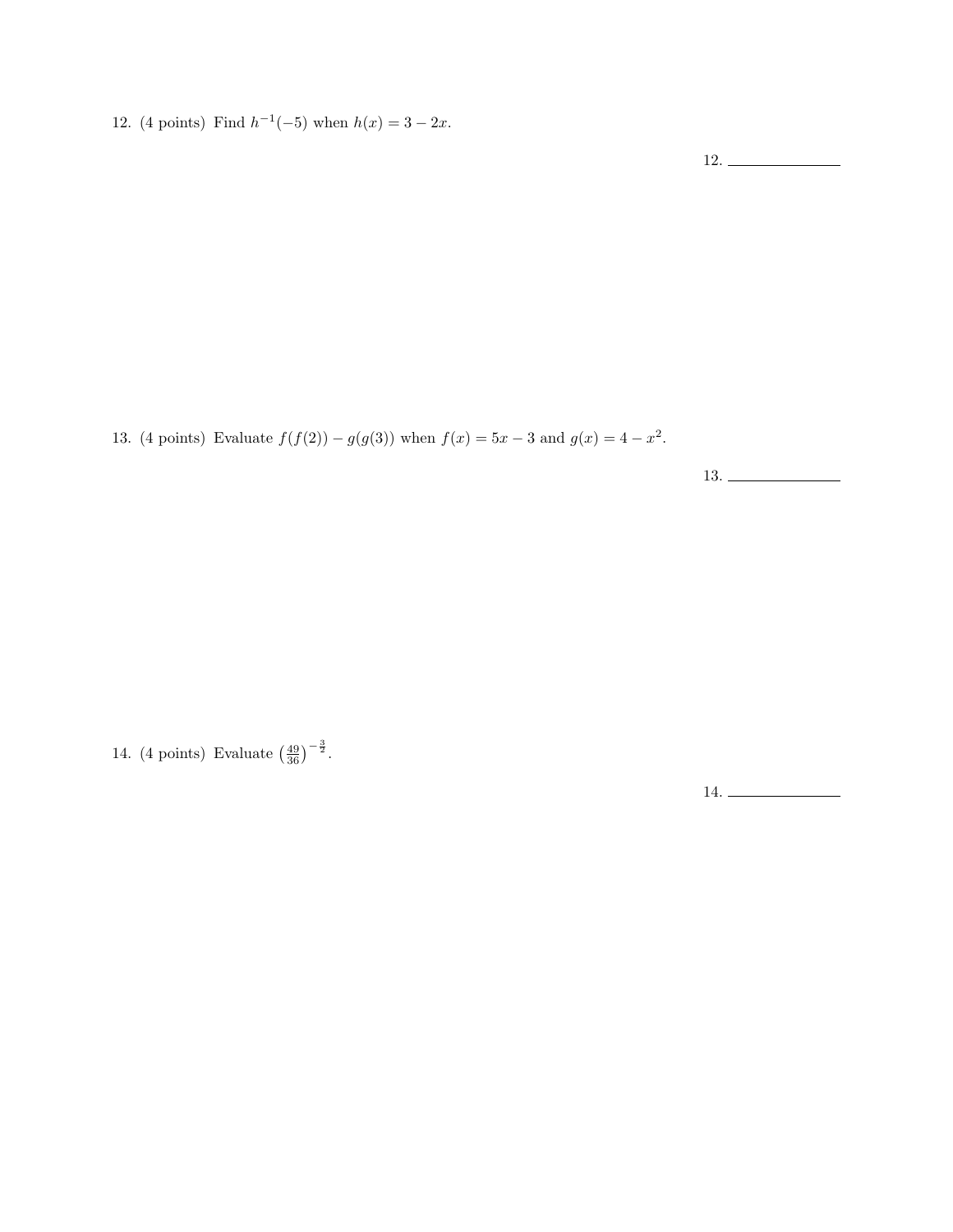12. (4 points) Find $h^{-1}(-5)$ when $h(x) = 3 - 2x$.

12. ______________

13. (4 points) Evaluate $f(f(2)) - g(g(3))$ when $f(x) = 5x - 3$ and $g(x) = 4 - x^2$.

13. ______________

14. (4 points) Evaluate $\left(\frac{49}{36}\right)^{-\frac{3}{2}}$.

14. ______________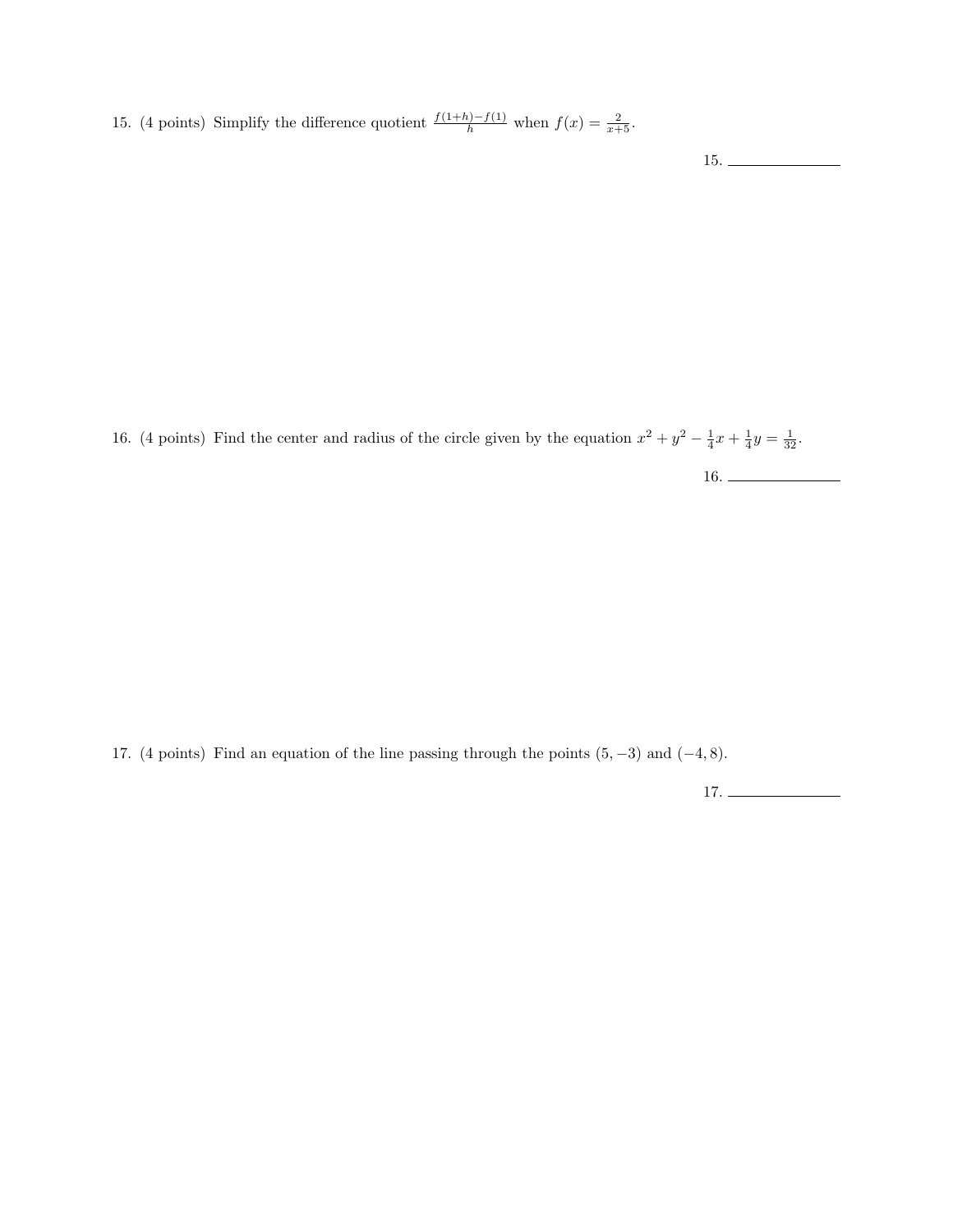15. (4 points) Simplify the difference quotient $\frac{f(1+h)-f(1)}{h}$ when $f(x) = \frac{2}{x+5}$.

15. ______________

16. (4 points) Find the center and radius of the circle given by the equation $x^2 + y^2 - \frac{1}{4}x + \frac{1}{4}y = \frac{1}{32}$.

16. ______________

17. (4 points) Find an equation of the line passing through the points $(5, -3)$ and $(-4, 8)$.

17. ______________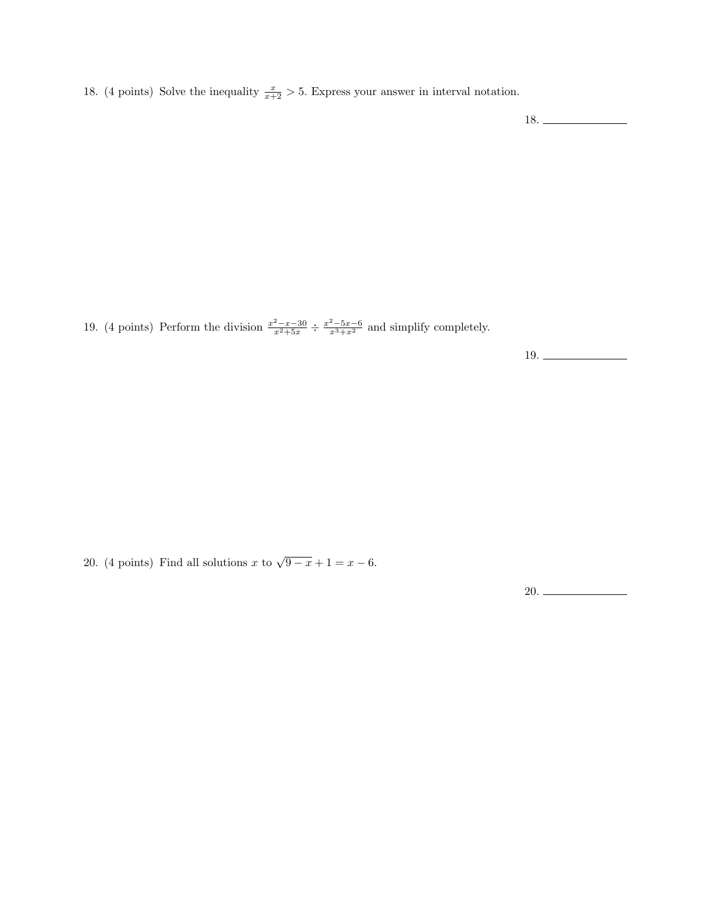18. (4 points) Solve the inequality $\frac{x}{x+2} > 5$. Express your answer in interval notation.

18. ______________

19. (4 points) Perform the division $\frac{x^2-x-30}{x^2+5x} \div \frac{x^2-5x-6}{x^3+x^2}$ and simplify completely.

19. ______________

20. (4 points) Find all solutions $x$ to $\sqrt{9-x}+1 = x-6$.

20. ______________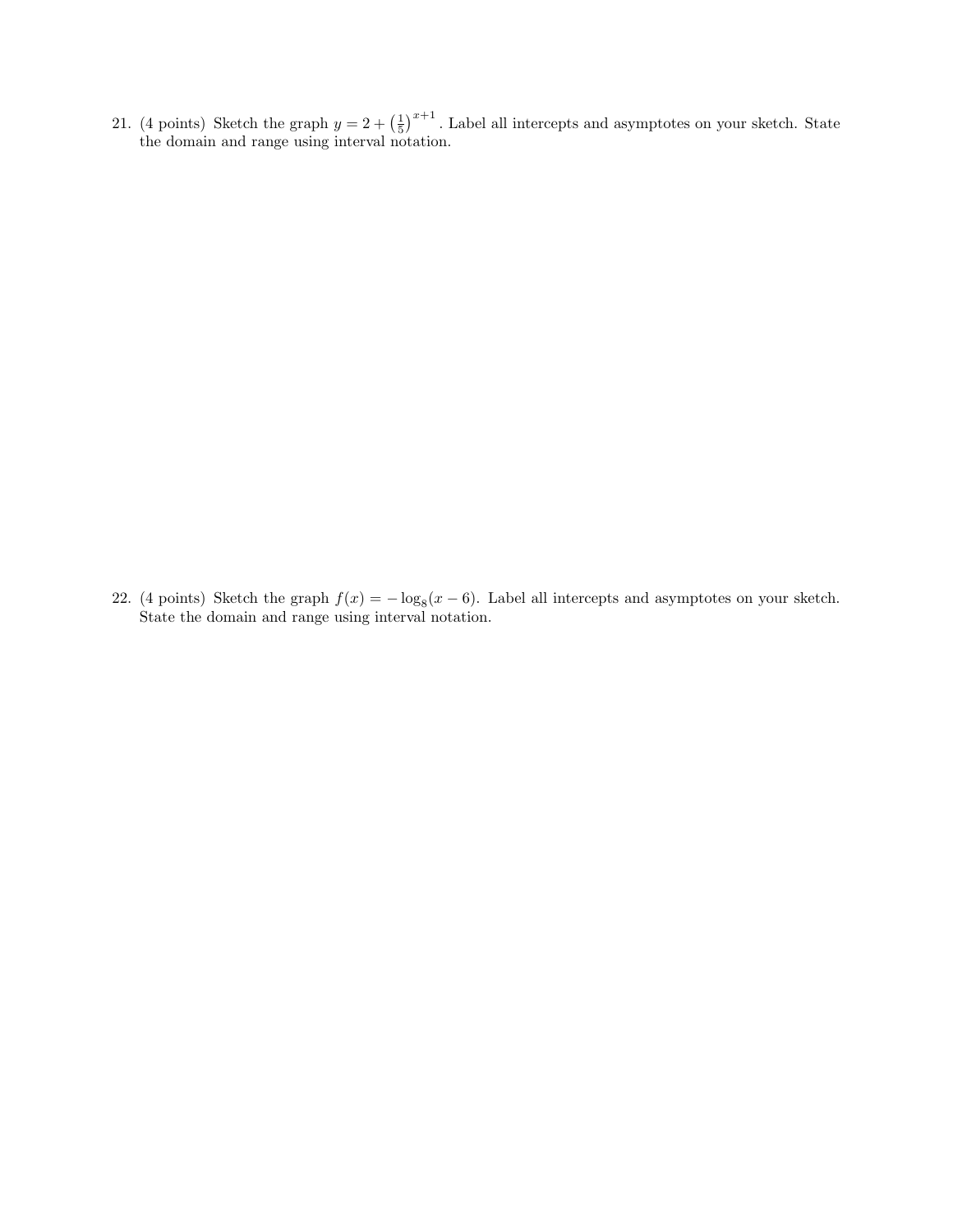21. (4 points) Sketch the graph $y = 2 + \left(\frac{1}{5}\right)^{x+1}$. Label all intercepts and asymptotes on your sketch. State the domain and range using interval notation.

22. (4 points) Sketch the graph $f(x) = -\log_8(x - 6)$. Label all intercepts and asymptotes on your sketch. State the domain and range using interval notation.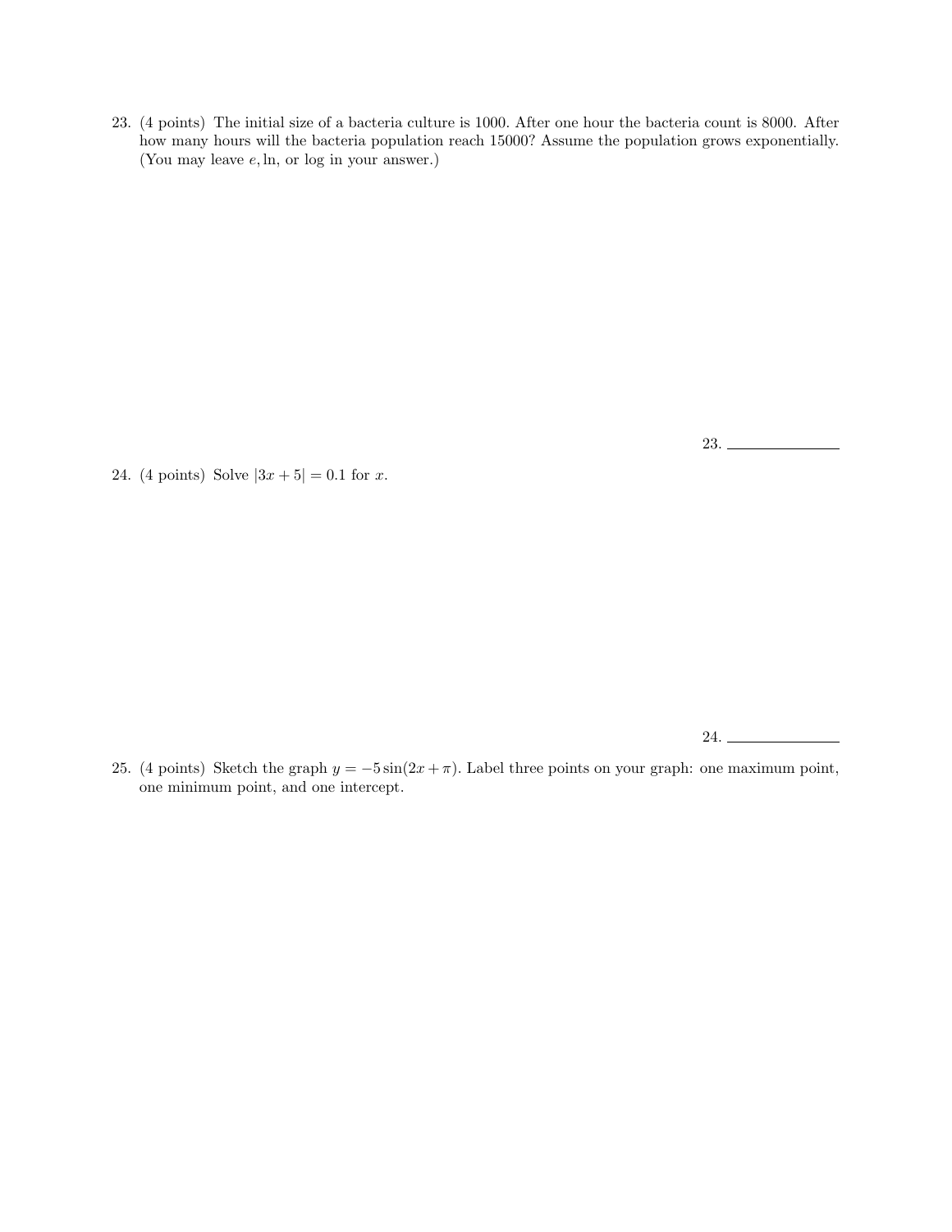23. (4 points) The initial size of a bacteria culture is 1000. After one hour the bacteria count is 8000. After how many hours will the bacteria population reach 15000? Assume the population grows exponentially. (You may leave $e$, ln, or log in your answer.)

23. ______________

24. (4 points) Solve $|3x + 5| = 0.1$ for $x$.

24. ______________

25. (4 points) Sketch the graph $y = -5\sin(2x + \pi)$. Label three points on your graph: one maximum point, one minimum point, and one intercept.